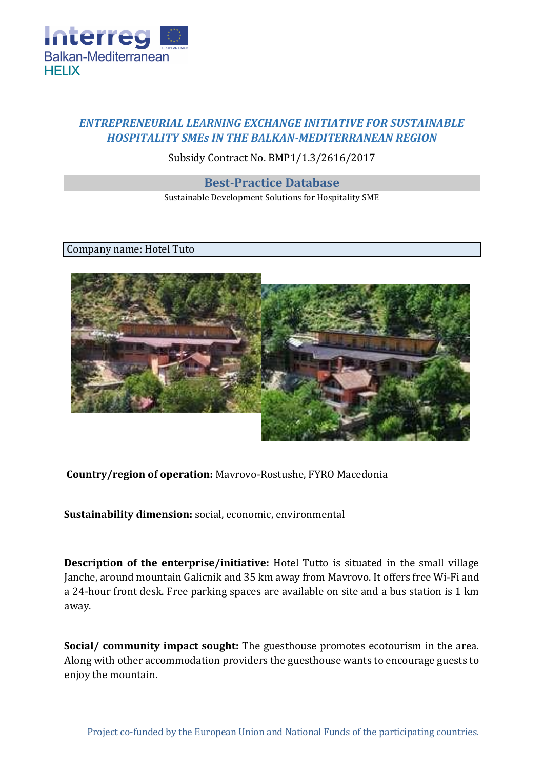*ENTREPRENEURIAL LEARNING EXCHANGE INITIATIVE FOR SUSTAINABLE HOSPITALITY SMEs IN THE BALKAN-MEDITERRANEAN REGION*

Subsidy Contract No. BMP1/1.3/2616/2017

## Best-Practice Database

Sustainable Development Solutions for Hospitality SME

Company name: Hotel Tuto

**Country/region of operation:** Mavrovo-Rostushe, FYRO Macedonia

**Sustainability dimension:** social, economic, environmental

**Description of the enterprise/initiative:** Hotel Tutto is situated in the small village Janche, around mountain Galicnik and 35 km away from Mavrovo. It offers free Wi-Fi and a 24-hour front desk. Free parking spaces are available on site and a bus station is 1 km away.

**Social/ community impact sought:** The guesthouse promotes ecotourism in the area. Along with other accommodation providers the guesthouse wants to encourage guests to enjoy the mountain.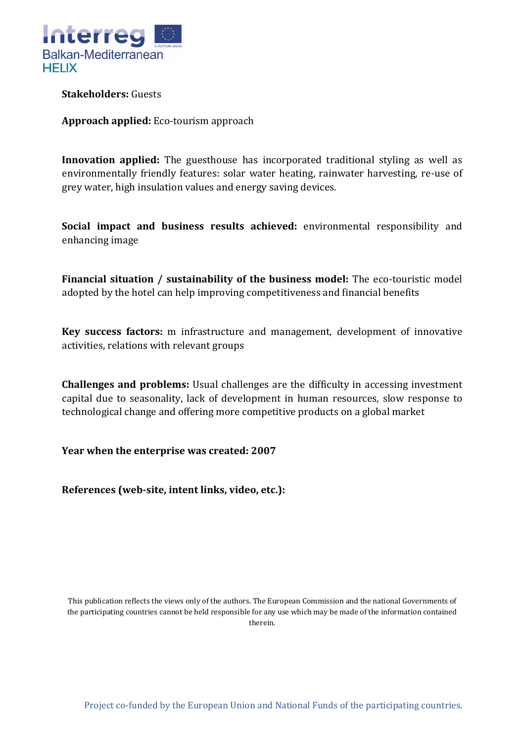**Stakeholders:** Guests

**Approach applied:** Eco-tourism approach

**Innovation applied:** The guesthouse has incorporated traditional styling as well as environmentally friendly features: solar water heating, rainwater harvesting, re-use of grey water, high insulation values and energy saving devices.

**Social impact and business results achieved:** environmental responsibility and enhancing image

**Financial situation / sustainability of the business model:** The eco-touristic model adopted by the hotel can help improving competitiveness and financial benefits

**Key success factors:** m infrastructure and management, development of innovative activities, relations with relevant groups

**Challenges and problems:** Usual challenges are the difficulty in accessing investment capital due to seasonality, lack of development in human resources, slow response to technological change and offering more competitive products on a global market

**Year when the enterprise was created: 2007**

**References (web-site, intent links, video, etc.):**

This publication reflects the views only of the authors. The European Commission and the national Governments of the participating countries cannot be held responsible for any use which may be made of the information contained therein.

Project co-funded by the European Union and National Funds of the participating countries.